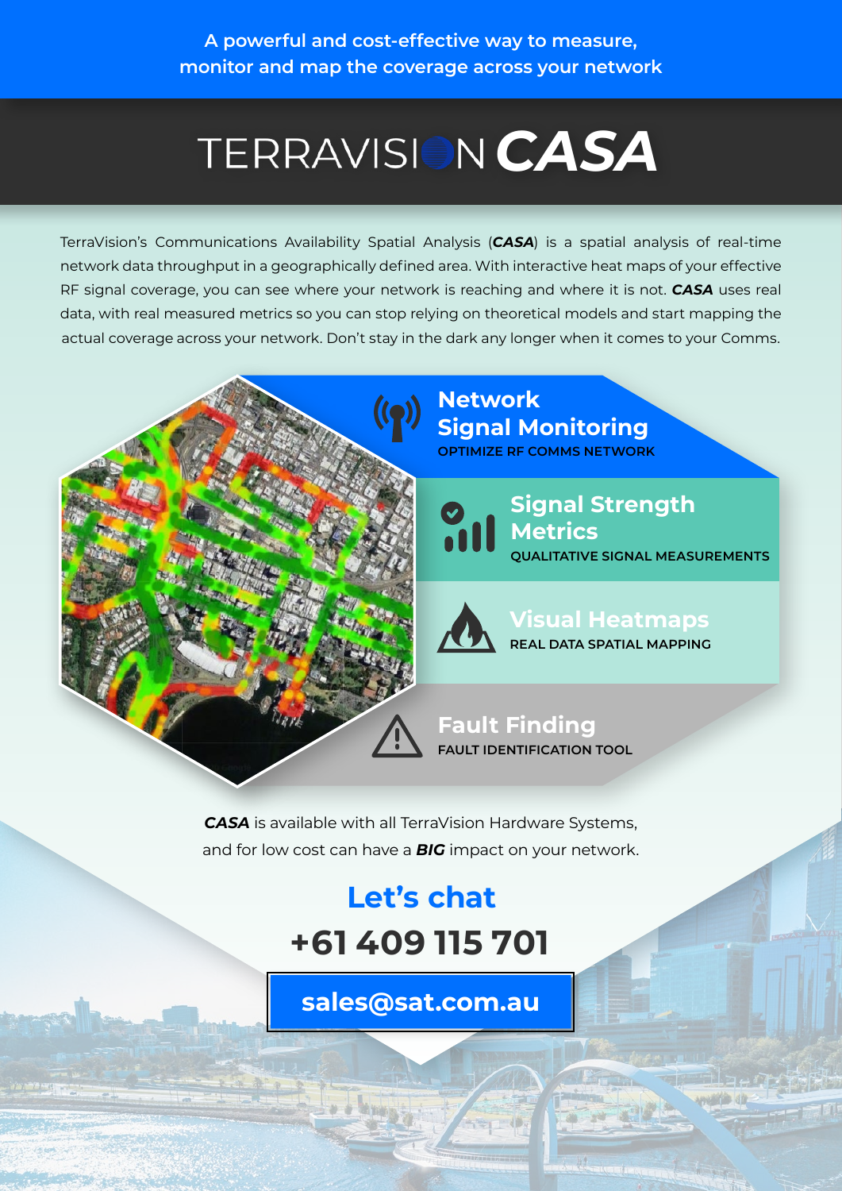A powerful and cost-effective way to measure, monitor and map the coverage across your network

# TERRAVISION CASA

TerraVision's Communications Availability Spatial Analysis (***CASA***) is a spatial analysis of real-time network data throughput in a geographically defined area. With interactive heat maps of your effective RF signal coverage, you can see where your network is reaching and where it is not. ***CASA*** uses real data, with real measured metrics so you can stop relying on theoretical models and start mapping the actual coverage across your network. Don't stay in the dark any longer when it comes to your Comms.

## Network Signal Monitoring

OPTIMIZE RF COMMS NETWORK

## Signal Strength Metrics

QUALITATIVE SIGNAL MEASUREMENTS

## Visual Heatmaps

REAL DATA SPATIAL MAPPING

## Fault Finding

FAULT IDENTIFICATION TOOL

***CASA*** is available with all TerraVision Hardware Systems, and for low cost can have a ***BIG*** impact on your network.

## Let's chat

**+61 409 115 701**

**sales@sat.com.au**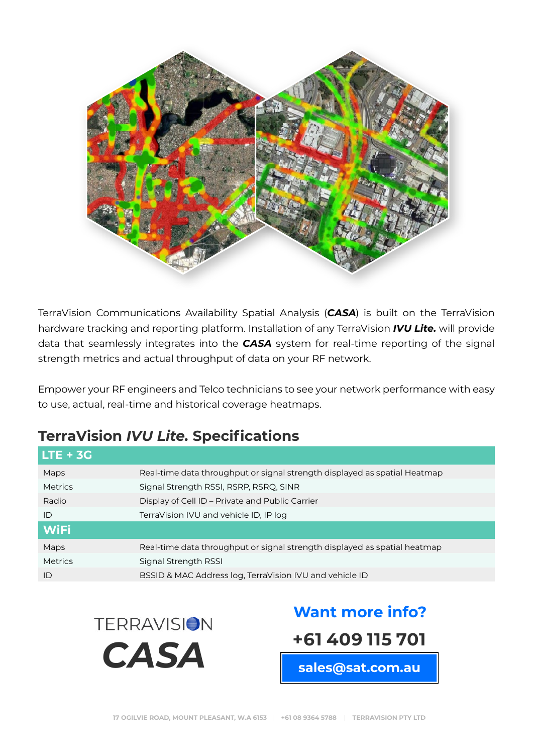TerraVision Communications Availability Spatial Analysis (***CASA***) is built on the TerraVision hardware tracking and reporting platform. Installation of any TerraVision ***IVU Lite.*** will provide data that seamlessly integrates into the ***CASA*** system for real-time reporting of the signal strength metrics and actual throughput of data on your RF network.

Empower your RF engineers and Telco technicians to see your network performance with easy to use, actual, real-time and historical coverage heatmaps.

## TerraVision *IVU Lite.* Specifications

| **LTE + 3G** | |
|---|---|
| Maps | Real-time data throughput or signal strength displayed as spatial Heatmap |
| Metrics | Signal Strength RSSI, RSRP, RSRQ, SINR |
| Radio | Display of Cell ID – Private and Public Carrier |
| ID | TerraVision IVU and vehicle ID, IP log |
| **WiFi** | |
| Maps | Real-time data throughput or signal strength displayed as spatial heatmap |
| Metrics | Signal Strength RSSI |
| ID | BSSID & MAC Address log, TerraVision IVU and vehicle ID |

TERRAVISION

***CASA***

**Want more info?**

**+61 409 115 701**

**sales@sat.com.au**

17 OGILVIE ROAD, MOUNT PLEASANT, W.A 6153 | +61 08 9364 5788 | TERRAVISION PTY LTD